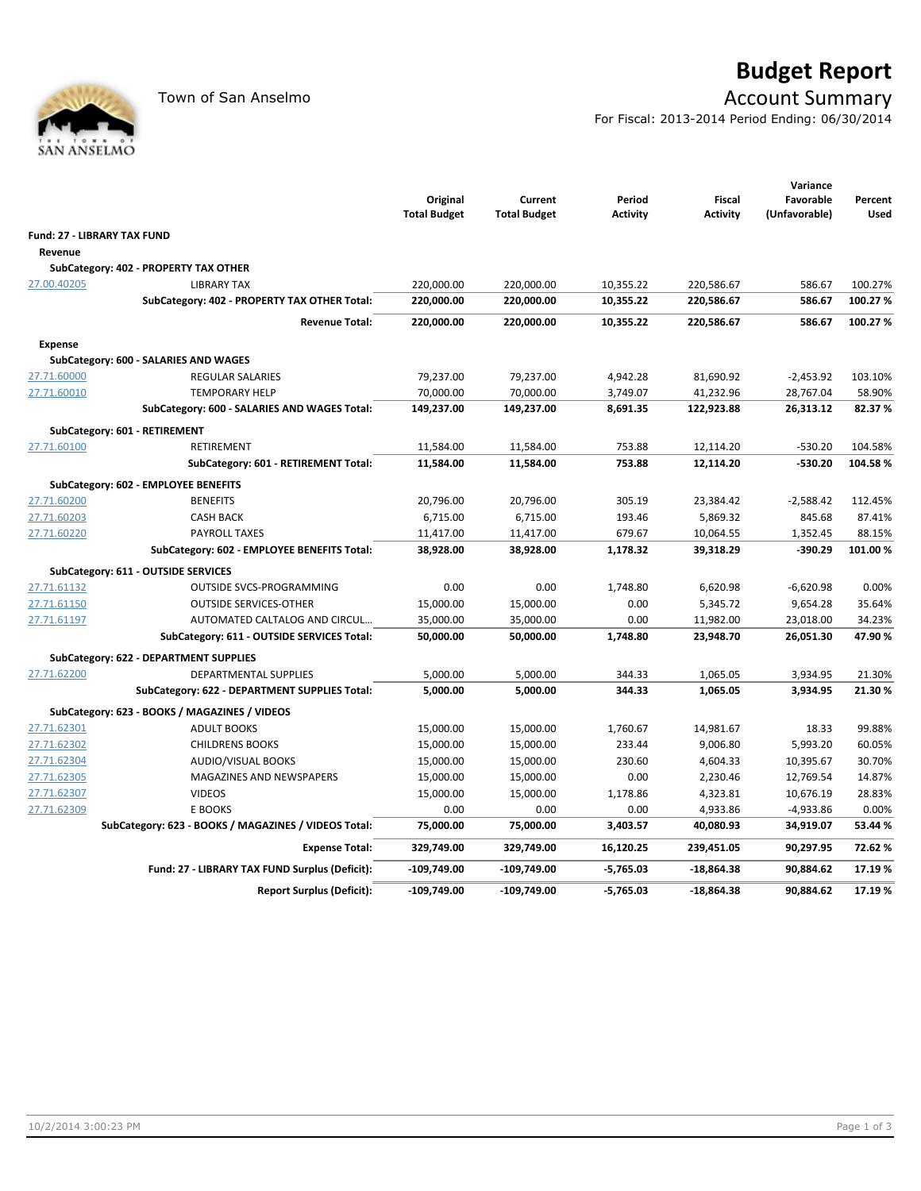Town of San Anselmo

# Budget Report

## Account Summary

For Fiscal: 2013-2014 Period Ending: 06/30/2014

| | | Original Total Budget | Current Total Budget | Period Activity | Fiscal Activity | Variance Favorable (Unfavorable) | Percent Used |
|---|---|---|---|---|---|---|---|
| **Fund: 27 - LIBRARY TAX FUND** | | | | | | | |
| **Revenue** | | | | | | | |
| **SubCategory: 402 - PROPERTY TAX OTHER** | | | | | | | |
| 27.00.40205 | LIBRARY TAX | 220,000.00 | 220,000.00 | 10,355.22 | 220,586.67 | 586.67 | 100.27% |
| | **SubCategory: 402 - PROPERTY TAX OTHER Total:** | **220,000.00** | **220,000.00** | **10,355.22** | **220,586.67** | **586.67** | **100.27 %** |
| | **Revenue Total:** | **220,000.00** | **220,000.00** | **10,355.22** | **220,586.67** | **586.67** | **100.27 %** |
| **Expense** | | | | | | | |
| **SubCategory: 600 - SALARIES AND WAGES** | | | | | | | |
| 27.71.60000 | REGULAR SALARIES | 79,237.00 | 79,237.00 | 4,942.28 | 81,690.92 | -2,453.92 | 103.10% |
| 27.71.60010 | TEMPORARY HELP | 70,000.00 | 70,000.00 | 3,749.07 | 41,232.96 | 28,767.04 | 58.90% |
| | **SubCategory: 600 - SALARIES AND WAGES Total:** | **149,237.00** | **149,237.00** | **8,691.35** | **122,923.88** | **26,313.12** | **82.37 %** |
| **SubCategory: 601 - RETIREMENT** | | | | | | | |
| 27.71.60100 | RETIREMENT | 11,584.00 | 11,584.00 | 753.88 | 12,114.20 | -530.20 | 104.58% |
| | **SubCategory: 601 - RETIREMENT Total:** | **11,584.00** | **11,584.00** | **753.88** | **12,114.20** | **-530.20** | **104.58 %** |
| **SubCategory: 602 - EMPLOYEE BENEFITS** | | | | | | | |
| 27.71.60200 | BENEFITS | 20,796.00 | 20,796.00 | 305.19 | 23,384.42 | -2,588.42 | 112.45% |
| 27.71.60203 | CASH BACK | 6,715.00 | 6,715.00 | 193.46 | 5,869.32 | 845.68 | 87.41% |
| 27.71.60220 | PAYROLL TAXES | 11,417.00 | 11,417.00 | 679.67 | 10,064.55 | 1,352.45 | 88.15% |
| | **SubCategory: 602 - EMPLOYEE BENEFITS Total:** | **38,928.00** | **38,928.00** | **1,178.32** | **39,318.29** | **-390.29** | **101.00 %** |
| **SubCategory: 611 - OUTSIDE SERVICES** | | | | | | | |
| 27.71.61132 | OUTSIDE SVCS-PROGRAMMING | 0.00 | 0.00 | 1,748.80 | 6,620.98 | -6,620.98 | 0.00% |
| 27.71.61150 | OUTSIDE SERVICES-OTHER | 15,000.00 | 15,000.00 | 0.00 | 5,345.72 | 9,654.28 | 35.64% |
| 27.71.61197 | AUTOMATED CALTALOG AND CIRCUL… | 35,000.00 | 35,000.00 | 0.00 | 11,982.00 | 23,018.00 | 34.23% |
| | **SubCategory: 611 - OUTSIDE SERVICES Total:** | **50,000.00** | **50,000.00** | **1,748.80** | **23,948.70** | **26,051.30** | **47.90 %** |
| **SubCategory: 622 - DEPARTMENT SUPPLIES** | | | | | | | |
| 27.71.62200 | DEPARTMENTAL SUPPLIES | 5,000.00 | 5,000.00 | 344.33 | 1,065.05 | 3,934.95 | 21.30% |
| | **SubCategory: 622 - DEPARTMENT SUPPLIES Total:** | **5,000.00** | **5,000.00** | **344.33** | **1,065.05** | **3,934.95** | **21.30 %** |
| **SubCategory: 623 - BOOKS / MAGAZINES / VIDEOS** | | | | | | | |
| 27.71.62301 | ADULT BOOKS | 15,000.00 | 15,000.00 | 1,760.67 | 14,981.67 | 18.33 | 99.88% |
| 27.71.62302 | CHILDRENS BOOKS | 15,000.00 | 15,000.00 | 233.44 | 9,006.80 | 5,993.20 | 60.05% |
| 27.71.62304 | AUDIO/VISUAL BOOKS | 15,000.00 | 15,000.00 | 230.60 | 4,604.33 | 10,395.67 | 30.70% |
| 27.71.62305 | MAGAZINES AND NEWSPAPERS | 15,000.00 | 15,000.00 | 0.00 | 2,230.46 | 12,769.54 | 14.87% |
| 27.71.62307 | VIDEOS | 15,000.00 | 15,000.00 | 1,178.86 | 4,323.81 | 10,676.19 | 28.83% |
| 27.71.62309 | E BOOKS | 0.00 | 0.00 | 0.00 | 4,933.86 | -4,933.86 | 0.00% |
| | **SubCategory: 623 - BOOKS / MAGAZINES / VIDEOS Total:** | **75,000.00** | **75,000.00** | **3,403.57** | **40,080.93** | **34,919.07** | **53.44 %** |
| | **Expense Total:** | **329,749.00** | **329,749.00** | **16,120.25** | **239,451.05** | **90,297.95** | **72.62 %** |
| | **Fund: 27 - LIBRARY TAX FUND Surplus (Deficit):** | **-109,749.00** | **-109,749.00** | **-5,765.03** | **-18,864.38** | **90,884.62** | **17.19 %** |
| | **Report Surplus (Deficit):** | **-109,749.00** | **-109,749.00** | **-5,765.03** | **-18,864.38** | **90,884.62** | **17.19 %** |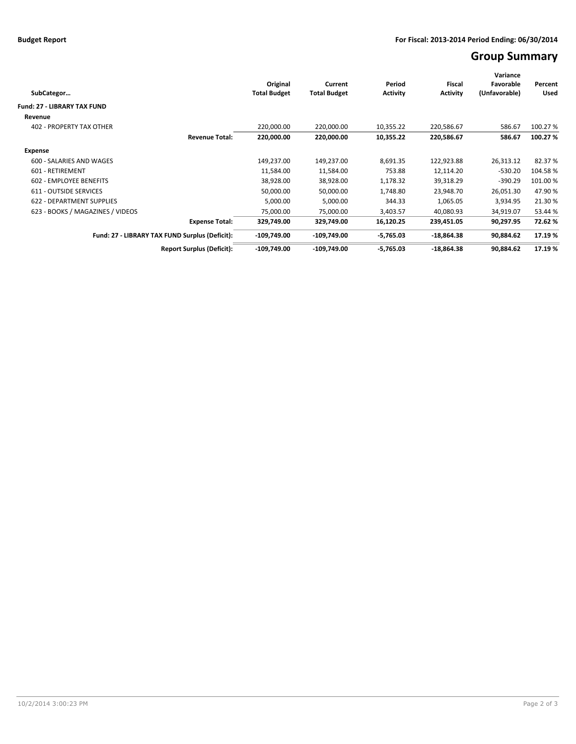**Budget Report**

**For Fiscal: 2013-2014 Period Ending: 06/30/2014**

# Group Summary

| SubCategor… | Original Total Budget | Current Total Budget | Period Activity | Fiscal Activity | Variance Favorable (Unfavorable) | Percent Used |
|---|---|---|---|---|---|---|
| **Fund: 27 - LIBRARY TAX FUND** | | | | | | |
| **Revenue** | | | | | | |
| 402 - PROPERTY TAX OTHER | 220,000.00 | 220,000.00 | 10,355.22 | 220,586.67 | 586.67 | 100.27 % |
| **Revenue Total:** | **220,000.00** | **220,000.00** | **10,355.22** | **220,586.67** | **586.67** | **100.27 %** |
| **Expense** | | | | | | |
| 600 - SALARIES AND WAGES | 149,237.00 | 149,237.00 | 8,691.35 | 122,923.88 | 26,313.12 | 82.37 % |
| 601 - RETIREMENT | 11,584.00 | 11,584.00 | 753.88 | 12,114.20 | -530.20 | 104.58 % |
| 602 - EMPLOYEE BENEFITS | 38,928.00 | 38,928.00 | 1,178.32 | 39,318.29 | -390.29 | 101.00 % |
| 611 - OUTSIDE SERVICES | 50,000.00 | 50,000.00 | 1,748.80 | 23,948.70 | 26,051.30 | 47.90 % |
| 622 - DEPARTMENT SUPPLIES | 5,000.00 | 5,000.00 | 344.33 | 1,065.05 | 3,934.95 | 21.30 % |
| 623 - BOOKS / MAGAZINES / VIDEOS | 75,000.00 | 75,000.00 | 3,403.57 | 40,080.93 | 34,919.07 | 53.44 % |
| **Expense Total:** | **329,749.00** | **329,749.00** | **16,120.25** | **239,451.05** | **90,297.95** | **72.62 %** |
| **Fund: 27 - LIBRARY TAX FUND Surplus (Deficit):** | **-109,749.00** | **-109,749.00** | **-5,765.03** | **-18,864.38** | **90,884.62** | **17.19 %** |
| **Report Surplus (Deficit):** | **-109,749.00** | **-109,749.00** | **-5,765.03** | **-18,864.38** | **90,884.62** | **17.19 %** |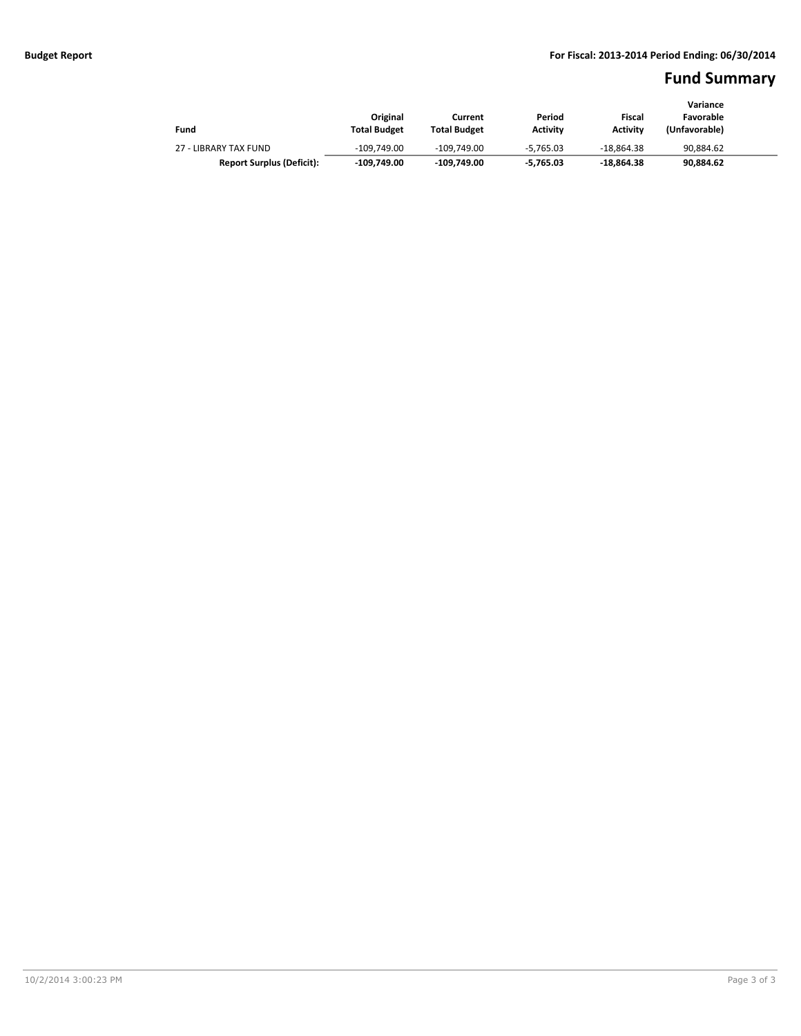**Budget Report** **For Fiscal: 2013-2014 Period Ending: 06/30/2014**

# Fund Summary

| Fund | Original Total Budget | Current Total Budget | Period Activity | Fiscal Activity | Variance Favorable (Unfavorable) |
|---|---|---|---|---|---|
| 27 - LIBRARY TAX FUND | -109,749.00 | -109,749.00 | -5,765.03 | -18,864.38 | 90,884.62 |
| **Report Surplus (Deficit):** | **-109,749.00** | **-109,749.00** | **-5,765.03** | **-18,864.38** | **90,884.62** |

10/2/2014 3:00:23 PM